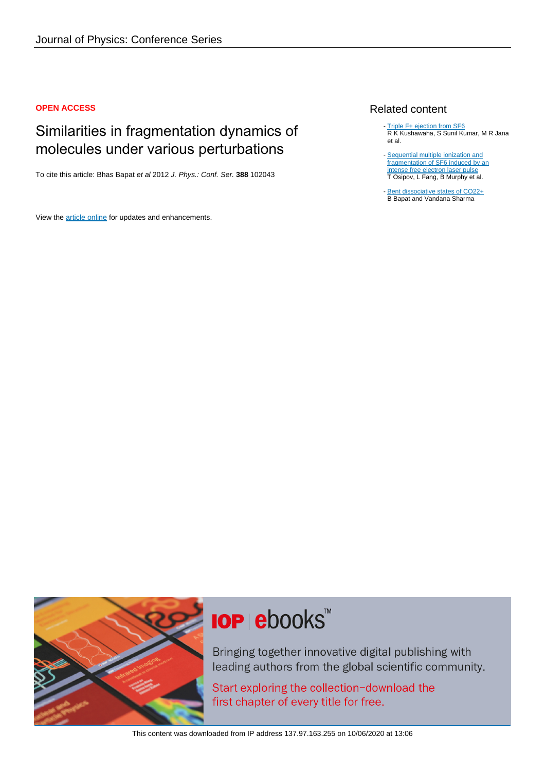Journal of Physics: Conference Series

**OPEN ACCESS**

# Similarities in fragmentation dynamics of molecules under various perturbations

To cite this article: Bhas Bapat *et al* 2012 *J. Phys.: Conf. Ser.* **388** 102043

View the article online for updates and enhancements.

## Related content

- Triple F+ ejection from SF6
  R K Kushawaha, S Sunil Kumar, M R Jana et al.
- Sequential multiple ionization and fragmentation of SF6 induced by an intense free electron laser pulse
  T Osipov, L Fang, B Murphy et al.
- Bent dissociative states of CO22+
  B Bapat and Vandana Sharma

**IOP ebooks™**

Bringing together innovative digital publishing with leading authors from the global scientific community.

Start exploring the collection–download the first chapter of every title for free.

This content was downloaded from IP address 137.97.163.255 on 10/06/2020 at 13:06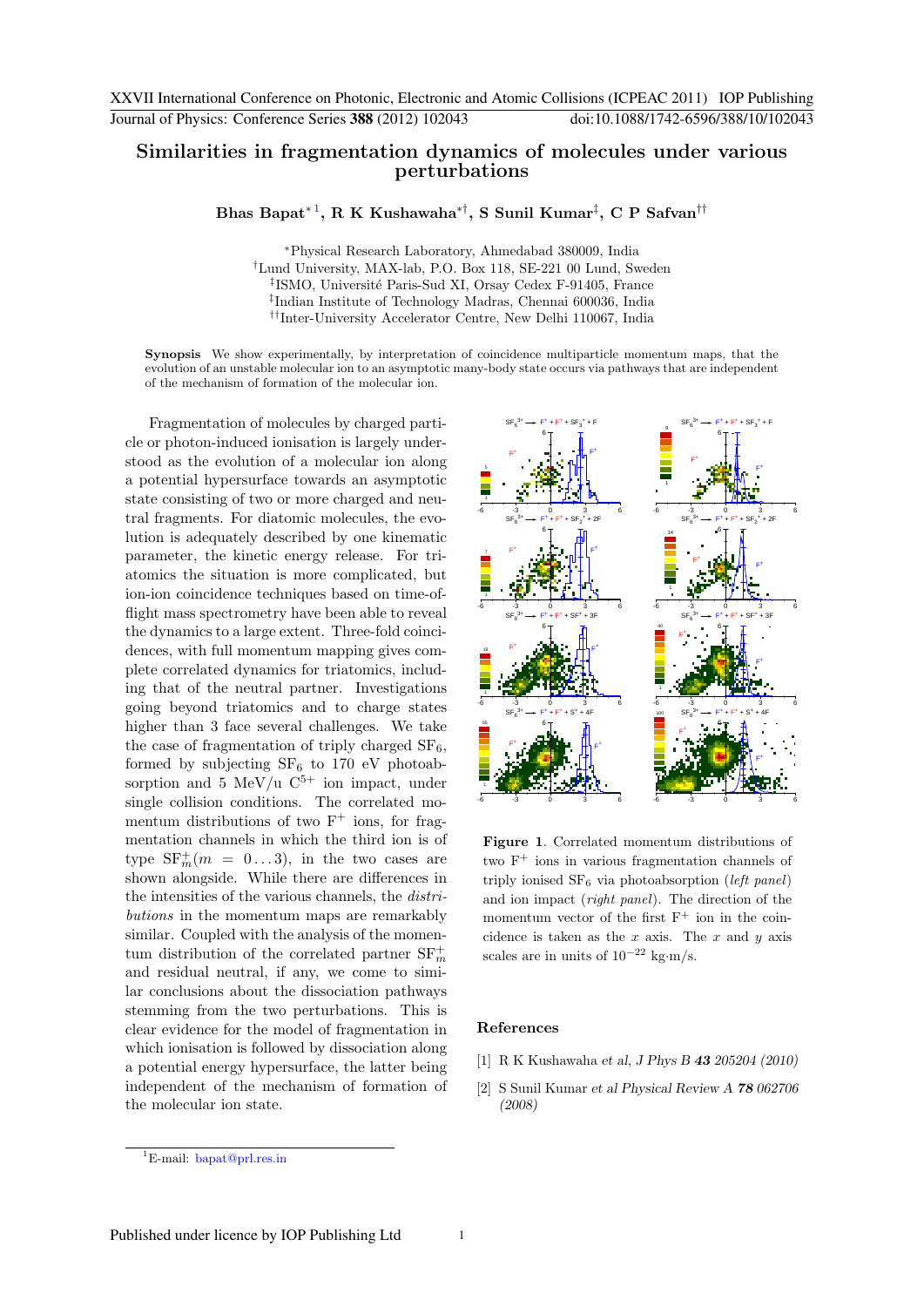# Similarities in fragmentation dynamics of molecules under various perturbations

**Bhas Bapat*[1], R K Kushawaha*†, S Sunil Kumar‡, C P Safvan††**

*Physical Research Laboratory, Ahmedabad 380009, India
†Lund University, MAX-lab, P.O. Box 118, SE-221 00 Lund, Sweden
‡ISMO, Université Paris-Sud XI, Orsay Cedex F-91405, France
‡Indian Institute of Technology Madras, Chennai 600036, India
††Inter-University Accelerator Centre, New Delhi 110067, India

**Synopsis** We show experimentally, by interpretation of coincidence multiparticle momentum maps, that the evolution of an unstable molecular ion to an asymptotic many-body state occurs via pathways that are independent of the mechanism of formation of the molecular ion.

Fragmentation of molecules by charged particle or photon-induced ionisation is largely understood as the evolution of a molecular ion along a potential hypersurface towards an asymptotic state consisting of two or more charged and neutral fragments. For diatomic molecules, the evolution is adequately described by one kinematic parameter, the kinetic energy release. For triatomics the situation is more complicated, but ion-ion coincidence techniques based on time-of-flight mass spectrometry have been able to reveal the dynamics to a large extent. Three-fold coincidences, with full momentum mapping gives complete correlated dynamics for triatomics, including that of the neutral partner. Investigations going beyond triatomics and to charge states higher than 3 face several challenges. We take the case of fragmentation of triply charged $SF_6$, formed by subjecting $SF_6$ to 170 eV photoabsorption and 5 MeV/u $C^{5+}$ ion impact, under single collision conditions. The correlated momentum distributions of two $F^+$ ions, for fragmentation channels in which the third ion is of type $SF_m^+ (m = 0 \ldots 3)$, in the two cases are shown alongside. While there are differences in the intensities of the various channels, the *distributions* in the momentum maps are remarkably similar. Coupled with the analysis of the momentum distribution of the correlated partner $SF_m^+$ and residual neutral, if any, we come to similar conclusions about the dissociation pathways stemming from the two perturbations. This is clear evidence for the model of fragmentation in which ionisation is followed by dissociation along a potential energy hypersurface, the latter being independent of the mechanism of formation of the molecular ion state.

$SF_6^{3+} \longrightarrow F^+ + F^+ + SF_3^+ + F$
$SF_6^{3+} \longrightarrow F^+ + F^+ + SF_2^+ + 2F$
$SF_6^{3+} \longrightarrow F^+ + F^+ + SF^+ + 3F$
$SF_6^{3+} \longrightarrow F^+ + F^+ + S^+ + 4F$

**Figure 1.** Correlated momentum distributions of two $F^+$ ions in various fragmentation channels of triply ionised $SF_6$ via photoabsorption (*left panel*) and ion impact (*right panel*). The direction of the momentum vector of the first $F^+$ ion in the coincidence is taken as the $x$ axis. The $x$ and $y$ axis scales are in units of $10^{-22}$ kg·m/s.

## References

[1] R K Kushawaha *et al*, *J Phys B* ***43*** *205204 (2010)*

[2] S Sunil Kumar *et al Physical Review A* ***78*** *062706 (2008)*

[1] E-mail: bapat@prl.res.in